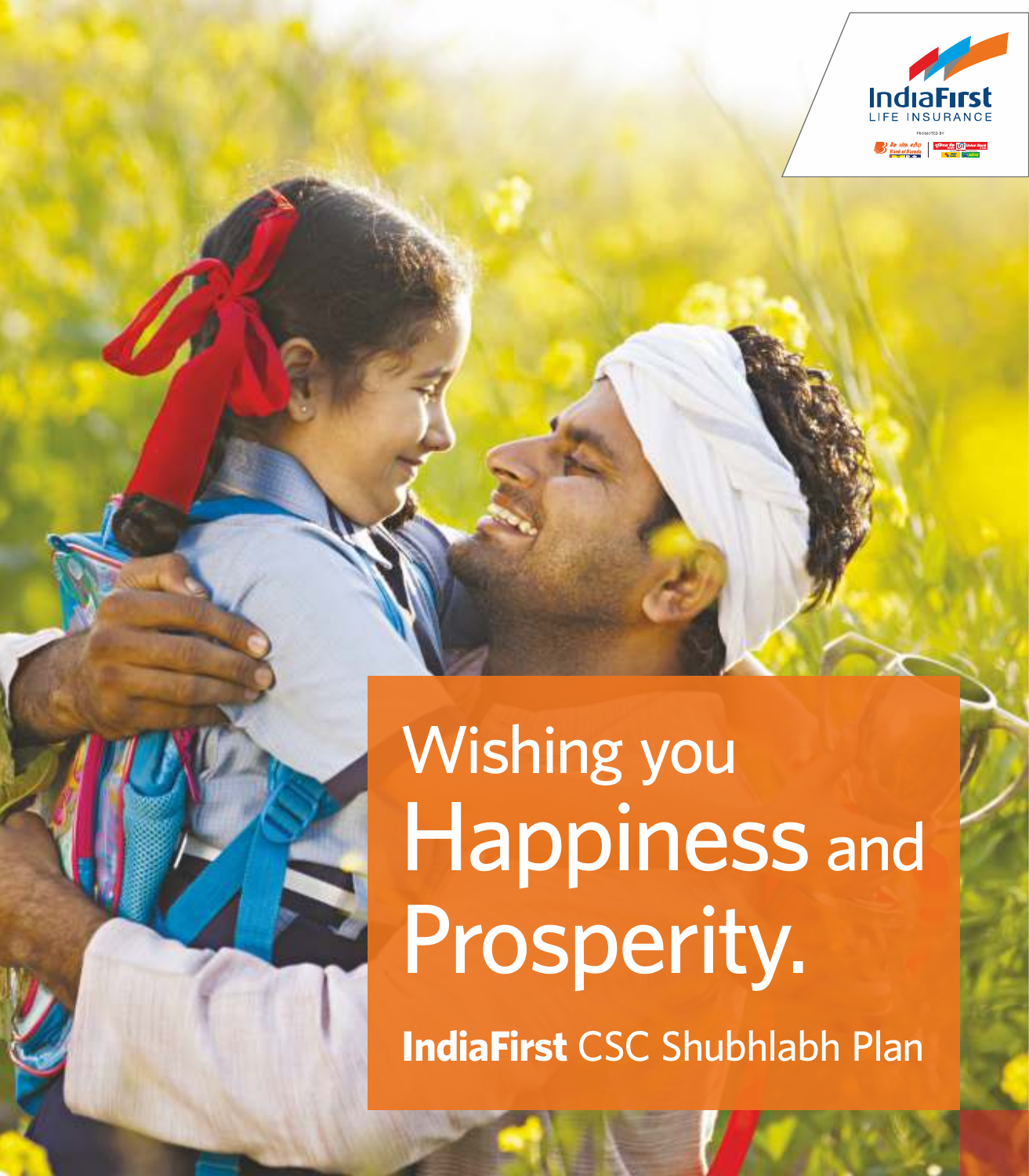IndiaFirst LIFE INSURANCE

# Wishing you Happiness and Prosperity.

**IndiaFirst** CSC Shubhlabh Plan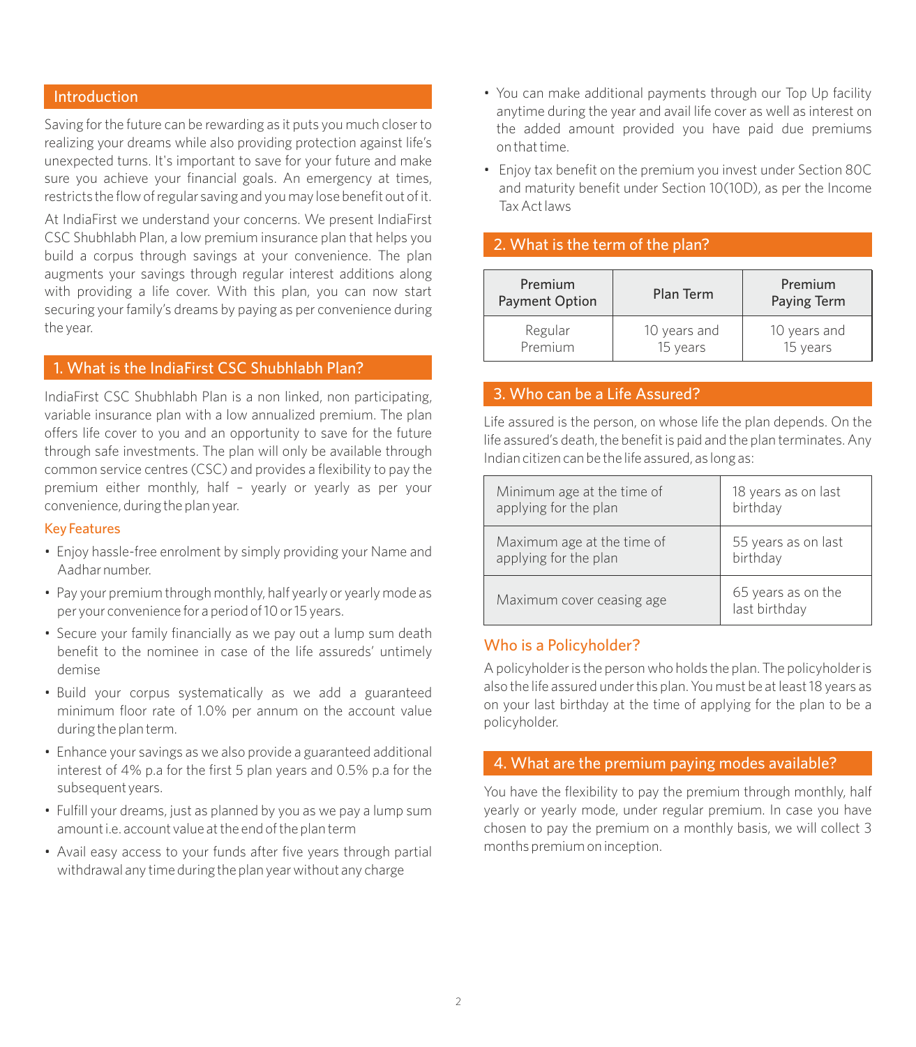## Introduction

Saving for the future can be rewarding as it puts you much closer to realizing your dreams while also providing protection against life's unexpected turns. It's important to save for your future and make sure you achieve your financial goals. An emergency at times, restricts the flow of regular saving and you may lose benefit out of it.

At IndiaFirst we understand your concerns. We present IndiaFirst CSC Shubhlabh Plan, a low premium insurance plan that helps you build a corpus through savings at your convenience. The plan augments your savings through regular interest additions along with providing a life cover. With this plan, you can now start securing your family's dreams by paying as per convenience during the year.

## 1. What is the IndiaFirst CSC Shubhlabh Plan?

IndiaFirst CSC Shubhlabh Plan is a non linked, non participating, variable insurance plan with a low annualized premium. The plan offers life cover to you and an opportunity to save for the future through safe investments. The plan will only be available through common service centres (CSC) and provides a flexibility to pay the premium either monthly, half – yearly or yearly as per your convenience, during the plan year.

### Key Features

- Enjoy hassle-free enrolment by simply providing your Name and Aadhar number.
- Pay your premium through monthly, half yearly or yearly mode as per your convenience for a period of 10 or 15 years.
- Secure your family financially as we pay out a lump sum death benefit to the nominee in case of the life assureds' untimely demise
- Build your corpus systematically as we add a guaranteed minimum floor rate of 1.0% per annum on the account value during the plan term.
- Enhance your savings as we also provide a guaranteed additional interest of 4% p.a for the first 5 plan years and 0.5% p.a for the subsequent years.
- Fulfill your dreams, just as planned by you as we pay a lump sum amount i.e. account value at the end of the plan term
- Avail easy access to your funds after five years through partial withdrawal any time during the plan year without any charge
- You can make additional payments through our Top Up facility anytime during the year and avail life cover as well as interest on the added amount provided you have paid due premiums on that time.
- Enjoy tax benefit on the premium you invest under Section 80C and maturity benefit under Section 10(10D), as per the Income Tax Act laws

## 2. What is the term of the plan?

| Premium Payment Option | Plan Term | Premium Paying Term |
|---|---|---|
| Regular Premium | 10 years and 15 years | 10 years and 15 years |

## 3. Who can be a Life Assured?

Life assured is the person, on whose life the plan depends. On the life assured's death, the benefit is paid and the plan terminates. Any Indian citizen can be the life assured, as long as:

| | |
|---|---|
| Minimum age at the time of applying for the plan | 18 years as on last birthday |
| Maximum age at the time of applying for the plan | 55 years as on last birthday |
| Maximum cover ceasing age | 65 years as on the last birthday |

### Who is a Policyholder?

A policyholder is the person who holds the plan. The policyholder is also the life assured under this plan. You must be at least 18 years as on your last birthday at the time of applying for the plan to be a policyholder.

## 4. What are the premium paying modes available?

You have the flexibility to pay the premium through monthly, half yearly or yearly mode, under regular premium. In case you have chosen to pay the premium on a monthly basis, we will collect 3 months premium on inception.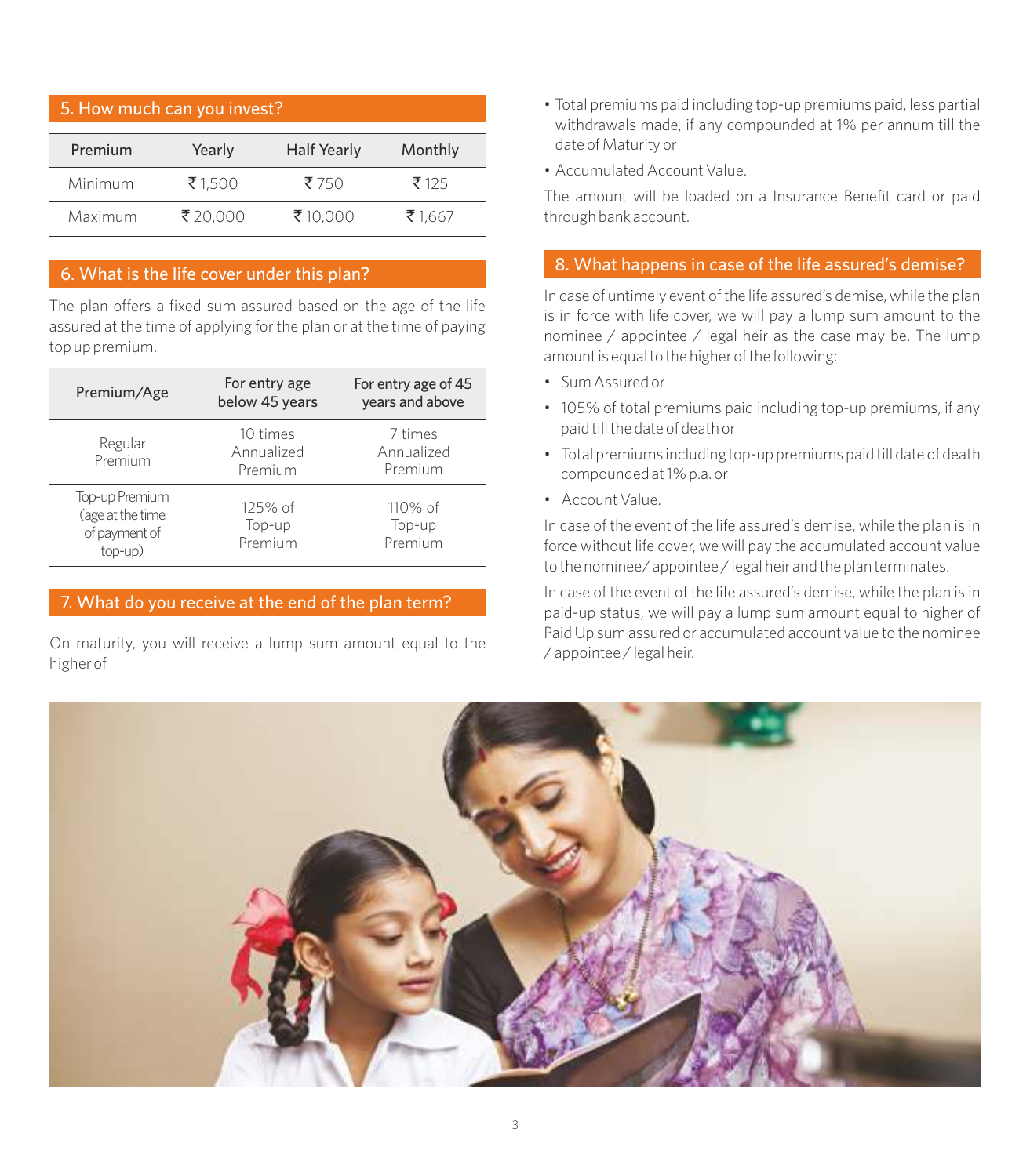## 5. How much can you invest?

| Premium | Yearly | Half Yearly | Monthly |
|---|---|---|---|
| Minimum | ₹ 1,500 | ₹ 750 | ₹ 125 |
| Maximum | ₹ 20,000 | ₹ 10,000 | ₹ 1,667 |

## 6. What is the life cover under this plan?

The plan offers a fixed sum assured based on the age of the life assured at the time of applying for the plan or at the time of paying top up premium.

| Premium/Age | For entry age below 45 years | For entry age of 45 years and above |
|---|---|---|
| Regular Premium | 10 times Annualized Premium | 7 times Annualized Premium |
| Top-up Premium (age at the time of payment of top-up) | 125% of Top-up Premium | 110% of Top-up Premium |

## 7. What do you receive at the end of the plan term?

On maturity, you will receive a lump sum amount equal to the higher of

- Total premiums paid including top-up premiums paid, less partial withdrawals made, if any compounded at 1% per annum till the date of Maturity or
- Accumulated Account Value.

The amount will be loaded on a Insurance Benefit card or paid through bank account.

## 8. What happens in case of the life assured's demise?

In case of untimely event of the life assured's demise, while the plan is in force with life cover, we will pay a lump sum amount to the nominee / appointee / legal heir as the case may be. The lump amount is equal to the higher of the following:

- Sum Assured or
- 105% of total premiums paid including top-up premiums, if any paid till the date of death or
- Total premiums including top-up premiums paid till date of death compounded at 1% p.a. or
- Account Value.

In case of the event of the life assured's demise, while the plan is in force without life cover, we will pay the accumulated account value to the nominee/ appointee / legal heir and the plan terminates.

In case of the event of the life assured's demise, while the plan is in paid-up status, we will pay a lump sum amount equal to higher of Paid Up sum assured or accumulated account value to the nominee / appointee / legal heir.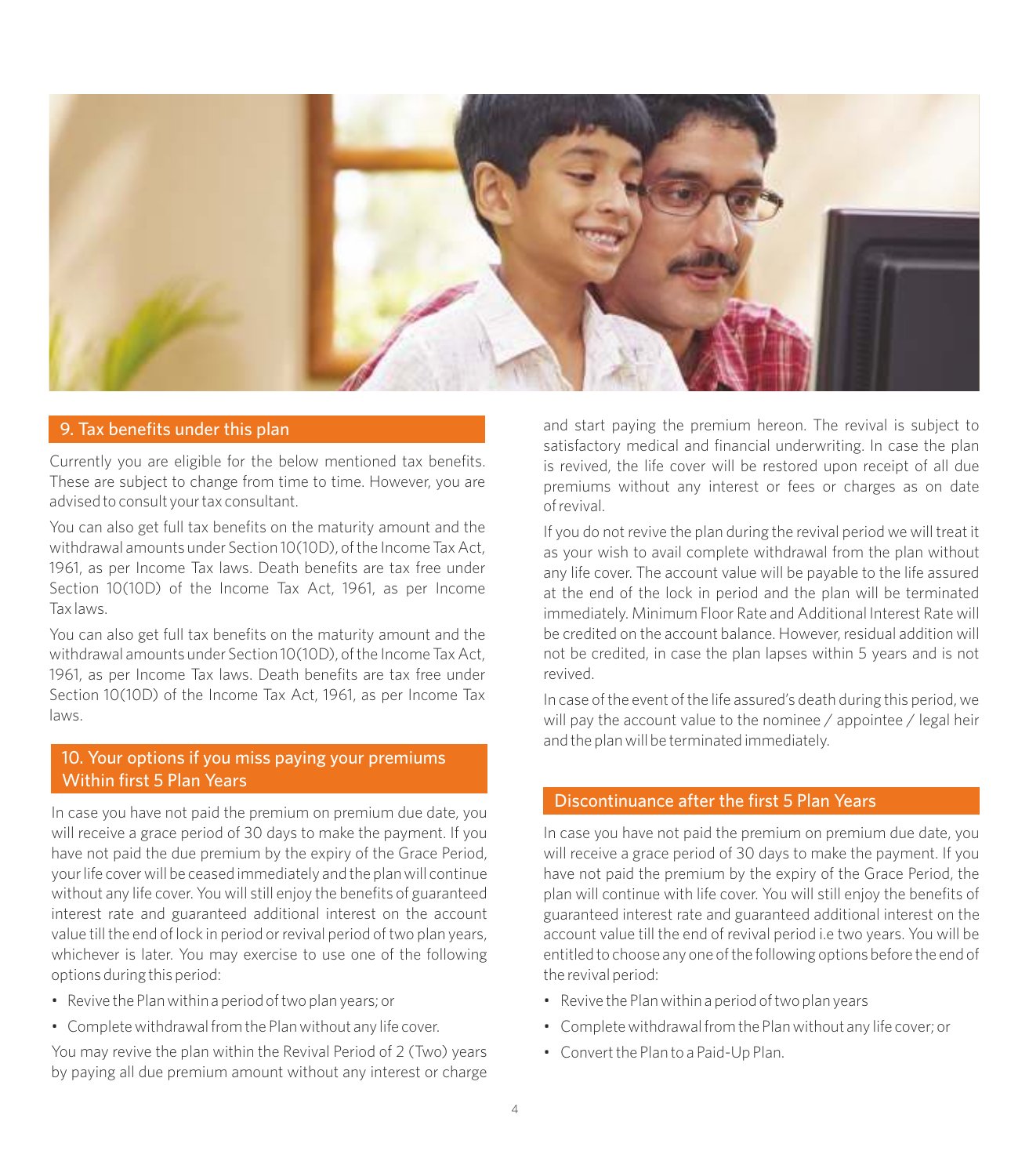## 9. Tax benefits under this plan

Currently you are eligible for the below mentioned tax benefits. These are subject to change from time to time. However, you are advised to consult your tax consultant.

You can also get full tax benefits on the maturity amount and the withdrawal amounts under Section 10(10D), of the Income Tax Act, 1961, as per Income Tax laws. Death benefits are tax free under Section 10(10D) of the Income Tax Act, 1961, as per Income Tax laws.

You can also get full tax benefits on the maturity amount and the withdrawal amounts under Section 10(10D), of the Income Tax Act, 1961, as per Income Tax laws. Death benefits are tax free under Section 10(10D) of the Income Tax Act, 1961, as per Income Tax laws.

## 10. Your options if you miss paying your premiums Within first 5 Plan Years

In case you have not paid the premium on premium due date, you will receive a grace period of 30 days to make the payment. If you have not paid the due premium by the expiry of the Grace Period, your life cover will be ceased immediately and the plan will continue without any life cover. You will still enjoy the benefits of guaranteed interest rate and guaranteed additional interest on the account value till the end of lock in period or revival period of two plan years, whichever is later. You may exercise to use one of the following options during this period:

- Revive the Plan within a period of two plan years; or
- Complete withdrawal from the Plan without any life cover.

You may revive the plan within the Revival Period of 2 (Two) years by paying all due premium amount without any interest or charge and start paying the premium hereon. The revival is subject to satisfactory medical and financial underwriting. In case the plan is revived, the life cover will be restored upon receipt of all due premiums without any interest or fees or charges as on date of revival.

If you do not revive the plan during the revival period we will treat it as your wish to avail complete withdrawal from the plan without any life cover. The account value will be payable to the life assured at the end of the lock in period and the plan will be terminated immediately. Minimum Floor Rate and Additional Interest Rate will be credited on the account balance. However, residual addition will not be credited, in case the plan lapses within 5 years and is not revived.

In case of the event of the life assured's death during this period, we will pay the account value to the nominee / appointee / legal heir and the plan will be terminated immediately.

## Discontinuance after the first 5 Plan Years

In case you have not paid the premium on premium due date, you will receive a grace period of 30 days to make the payment. If you have not paid the premium by the expiry of the Grace Period, the plan will continue with life cover. You will still enjoy the benefits of guaranteed interest rate and guaranteed additional interest on the account value till the end of revival period i.e two years. You will be entitled to choose any one of the following options before the end of the revival period:

- Revive the Plan within a period of two plan years
- Complete withdrawal from the Plan without any life cover; or
- Convert the Plan to a Paid-Up Plan.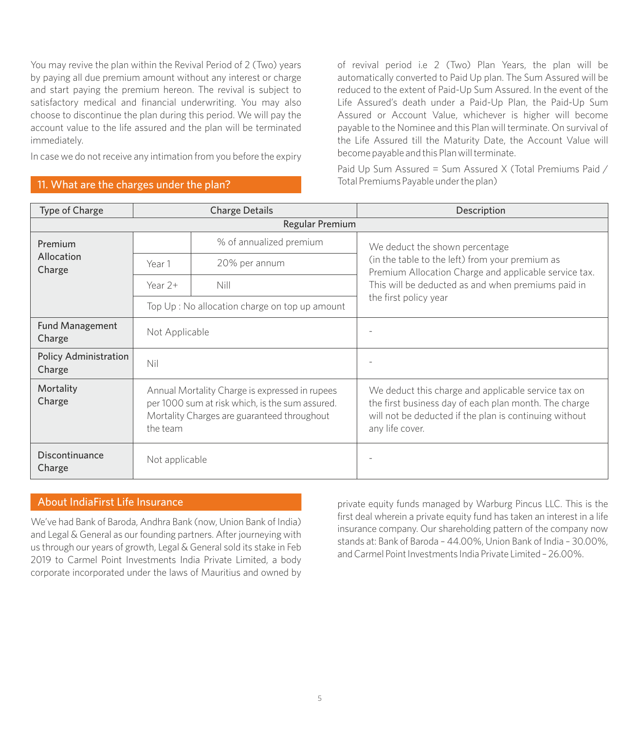You may revive the plan within the Revival Period of 2 (Two) years by paying all due premium amount without any interest or charge and start paying the premium hereon. The revival is subject to satisfactory medical and financial underwriting. You may also choose to discontinue the plan during this period. We will pay the account value to the life assured and the plan will be terminated immediately.

In case we do not receive any intimation from you before the expiry of revival period i.e 2 (Two) Plan Years, the plan will be automatically converted to Paid Up plan. The Sum Assured will be reduced to the extent of Paid-Up Sum Assured. In the event of the Life Assured's death under a Paid-Up Plan, the Paid-Up Sum Assured or Account Value, whichever is higher will become payable to the Nominee and this Plan will terminate. On survival of the Life Assured till the Maturity Date, the Account Value will become payable and this Plan will terminate.

Paid Up Sum Assured = Sum Assured X (Total Premiums Paid / Total Premiums Payable under the plan)

## 11. What are the charges under the plan?

| Type of Charge | Charge Details | | Description |
|---|---|---|---|
| Regular Premium | | | |
| Premium Allocation Charge | | % of annualized premium | We deduct the shown percentage (in the table to the left) from your premium as Premium Allocation Charge and applicable service tax. This will be deducted as and when premiums paid in the first policy year |
| | Year 1 | 20% per annum | |
| | Year 2+ | Nill | |
| | Top Up : No allocation charge on top up amount | | |
| Fund Management Charge | Not Applicable | | - |
| Policy Administration Charge | Nil | | - |
| Mortality Charge | Annual Mortality Charge is expressed in rupees per 1000 sum at risk which, is the sum assured. Mortality Charges are guaranteed throughout the team | | We deduct this charge and applicable service tax on the first business day of each plan month. The charge will not be deducted if the plan is continuing without any life cover. |
| Discontinuance Charge | Not applicable | | - |

## About IndiaFirst Life Insurance

We've had Bank of Baroda, Andhra Bank (now, Union Bank of India) and Legal & General as our founding partners. After journeying with us through our years of growth, Legal & General sold its stake in Feb 2019 to Carmel Point Investments India Private Limited, a body corporate incorporated under the laws of Mauritius and owned by private equity funds managed by Warburg Pincus LLC. This is the first deal wherein a private equity fund has taken an interest in a life insurance company. Our shareholding pattern of the company now stands at: Bank of Baroda – 44.00%, Union Bank of India – 30.00%, and Carmel Point Investments India Private Limited – 26.00%.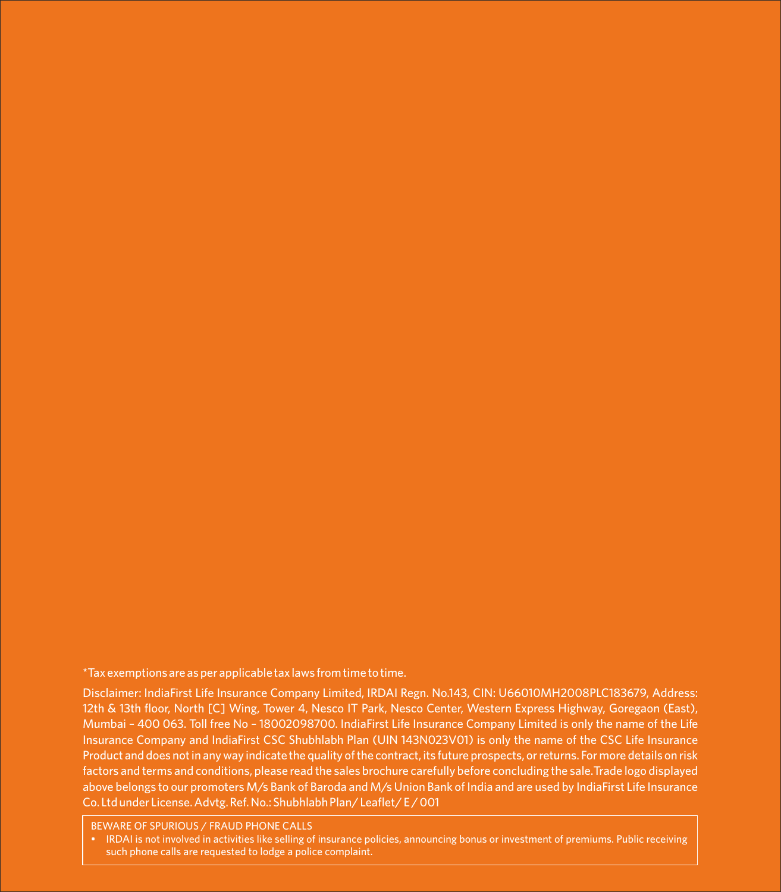*Tax exemptions are as per applicable tax laws from time to time.

Disclaimer: IndiaFirst Life Insurance Company Limited, IRDAI Regn. No.143, CIN: U66010MH2008PLC183679, Address: 12th & 13th floor, North [C] Wing, Tower 4, Nesco IT Park, Nesco Center, Western Express Highway, Goregaon (East), Mumbai – 400 063. Toll free No – 18002098700. IndiaFirst Life Insurance Company Limited is only the name of the Life Insurance Company and IndiaFirst CSC Shubhlabh Plan (UIN 143N023V01) is only the name of the CSC Life Insurance Product and does not in any way indicate the quality of the contract, its future prospects, or returns. For more details on risk factors and terms and conditions, please read the sales brochure carefully before concluding the sale. Trade logo displayed above belongs to our promoters M/s Bank of Baroda and M/s Union Bank of India and are used by IndiaFirst Life Insurance Co. Ltd under License. Advtg. Ref. No.: Shubhlabh Plan/ Leaflet/ E / 001

BEWARE OF SPURIOUS / FRAUD PHONE CALLS

- IRDAI is not involved in activities like selling of insurance policies, announcing bonus or investment of premiums. Public receiving such phone calls are requested to lodge a police complaint.